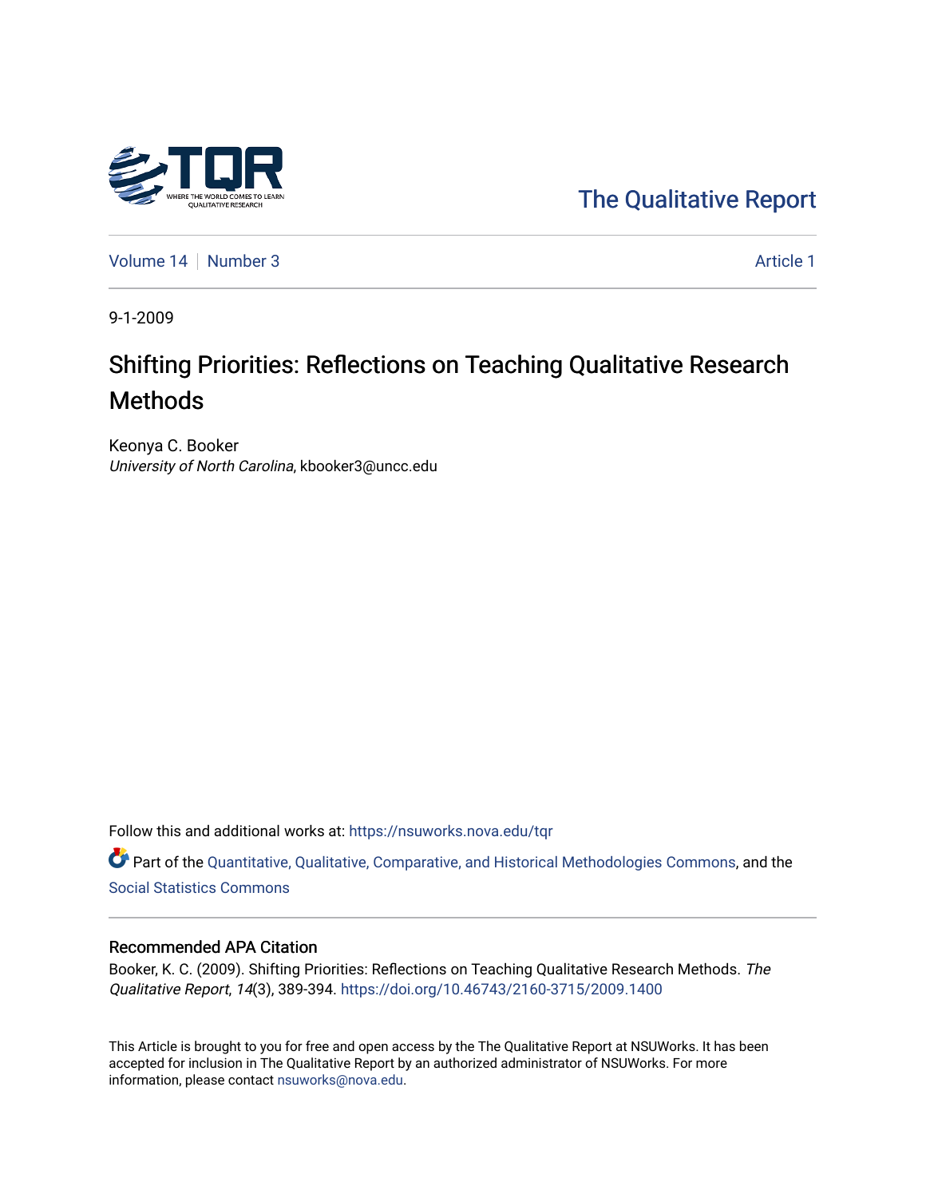The Qualitative Report

Volume 14 | Number 3 Article 1

9-1-2009

# Shifting Priorities: Reflections on Teaching Qualitative Research Methods

Keonya C. Booker
*University of North Carolina*, kbooker3@uncc.edu

Follow this and additional works at: https://nsuworks.nova.edu/tqr

Part of the Quantitative, Qualitative, Comparative, and Historical Methodologies Commons, and the Social Statistics Commons

## Recommended APA Citation

Booker, K. C. (2009). Shifting Priorities: Reflections on Teaching Qualitative Research Methods. *The Qualitative Report*, *14*(3), 389-394. https://doi.org/10.46743/2160-3715/2009.1400

This Article is brought to you for free and open access by the The Qualitative Report at NSUWorks. It has been accepted for inclusion in The Qualitative Report by an authorized administrator of NSUWorks. For more information, please contact nsuworks@nova.edu.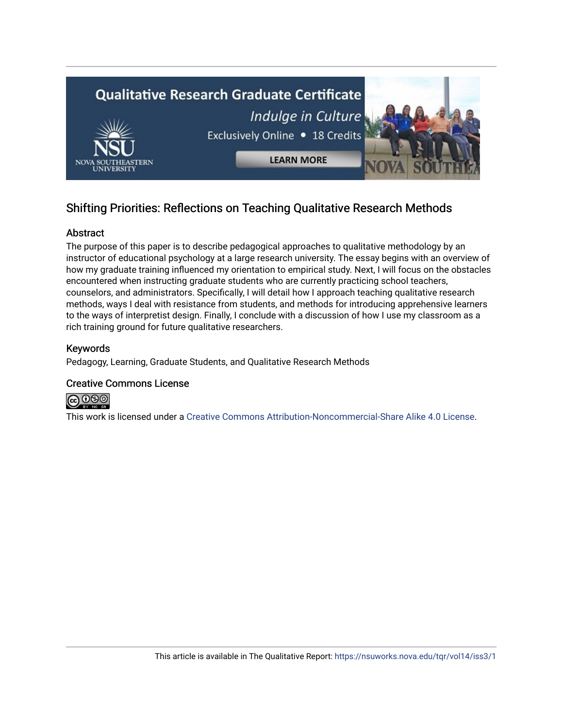## Shifting Priorities: Reflections on Teaching Qualitative Research Methods

### Abstract

The purpose of this paper is to describe pedagogical approaches to qualitative methodology by an instructor of educational psychology at a large research university. The essay begins with an overview of how my graduate training influenced my orientation to empirical study. Next, I will focus on the obstacles encountered when instructing graduate students who are currently practicing school teachers, counselors, and administrators. Specifically, I will detail how I approach teaching qualitative research methods, ways I deal with resistance from students, and methods for introducing apprehensive learners to the ways of interpretist design. Finally, I conclude with a discussion of how I use my classroom as a rich training ground for future qualitative researchers.

### Keywords

Pedagogy, Learning, Graduate Students, and Qualitative Research Methods

### Creative Commons License

This work is licensed under a Creative Commons Attribution-Noncommercial-Share Alike 4.0 License.

This article is available in The Qualitative Report: https://nsuworks.nova.edu/tqr/vol14/iss3/1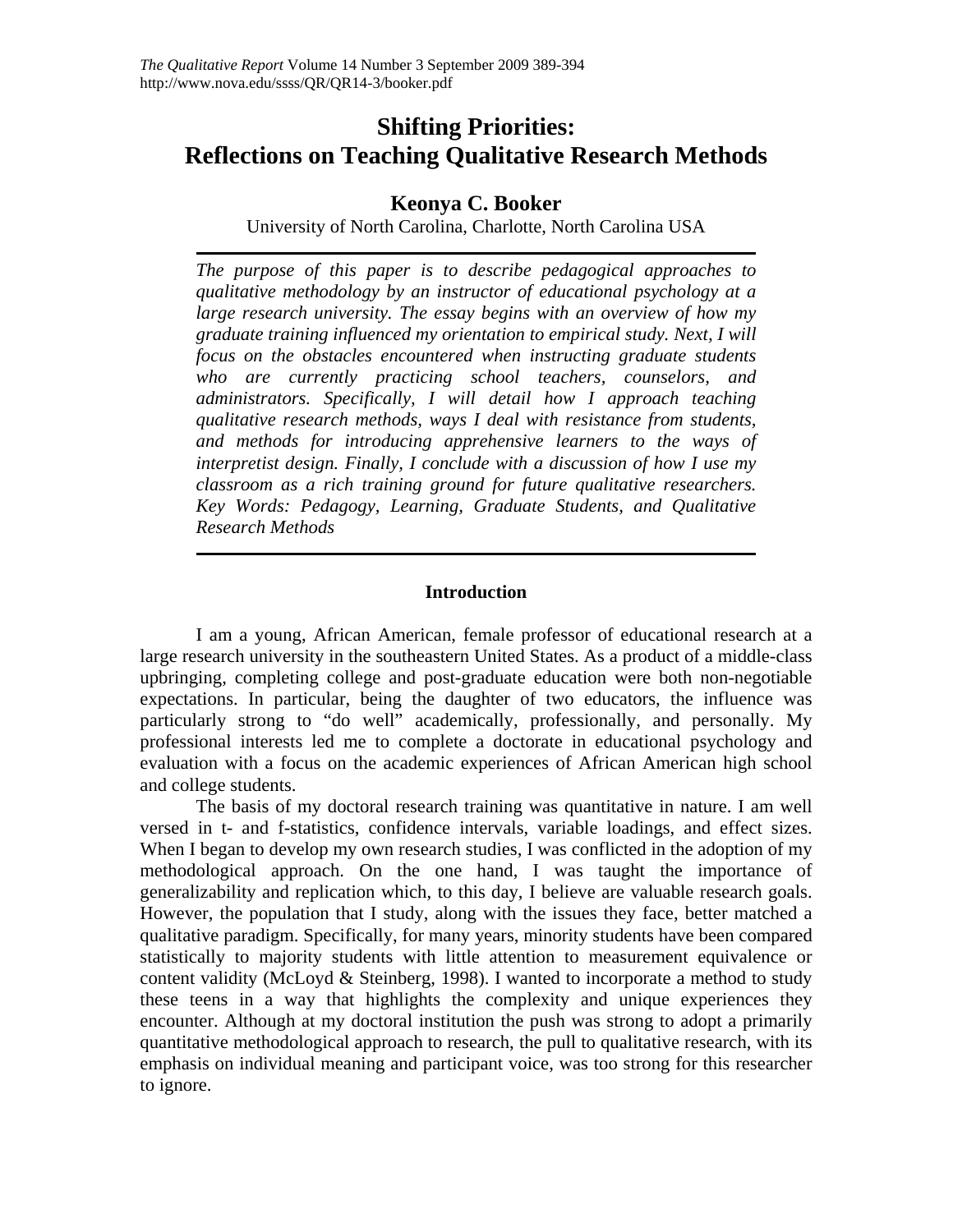# Shifting Priorities: Reflections on Teaching Qualitative Research Methods

## Keonya C. Booker

University of North Carolina, Charlotte, North Carolina USA

*The purpose of this paper is to describe pedagogical approaches to qualitative methodology by an instructor of educational psychology at a large research university. The essay begins with an overview of how my graduate training influenced my orientation to empirical study. Next, I will focus on the obstacles encountered when instructing graduate students who are currently practicing school teachers, counselors, and administrators. Specifically, I will detail how I approach teaching qualitative research methods, ways I deal with resistance from students, and methods for introducing apprehensive learners to the ways of interpretist design. Finally, I conclude with a discussion of how I use my classroom as a rich training ground for future qualitative researchers. Key Words: Pedagogy, Learning, Graduate Students, and Qualitative Research Methods*

### Introduction

I am a young, African American, female professor of educational research at a large research university in the southeastern United States. As a product of a middle-class upbringing, completing college and post-graduate education were both non-negotiable expectations. In particular, being the daughter of two educators, the influence was particularly strong to "do well" academically, professionally, and personally. My professional interests led me to complete a doctorate in educational psychology and evaluation with a focus on the academic experiences of African American high school and college students.

The basis of my doctoral research training was quantitative in nature. I am well versed in t- and f-statistics, confidence intervals, variable loadings, and effect sizes. When I began to develop my own research studies, I was conflicted in the adoption of my methodological approach. On the one hand, I was taught the importance of generalizability and replication which, to this day, I believe are valuable research goals. However, the population that I study, along with the issues they face, better matched a qualitative paradigm. Specifically, for many years, minority students have been compared statistically to majority students with little attention to measurement equivalence or content validity (McLoyd & Steinberg, 1998). I wanted to incorporate a method to study these teens in a way that highlights the complexity and unique experiences they encounter. Although at my doctoral institution the push was strong to adopt a primarily quantitative methodological approach to research, the pull to qualitative research, with its emphasis on individual meaning and participant voice, was too strong for this researcher to ignore.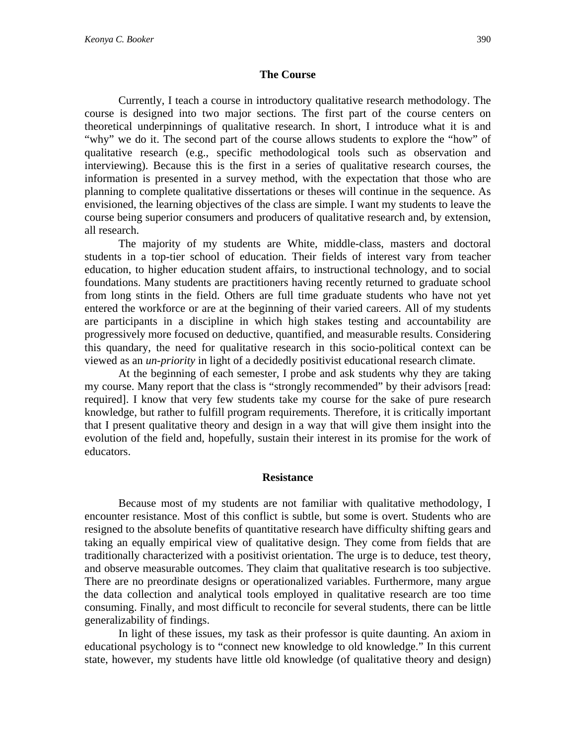## The Course

Currently, I teach a course in introductory qualitative research methodology. The course is designed into two major sections. The first part of the course centers on theoretical underpinnings of qualitative research. In short, I introduce what it is and "why" we do it. The second part of the course allows students to explore the "how" of qualitative research (e.g., specific methodological tools such as observation and interviewing). Because this is the first in a series of qualitative research courses, the information is presented in a survey method, with the expectation that those who are planning to complete qualitative dissertations or theses will continue in the sequence. As envisioned, the learning objectives of the class are simple. I want my students to leave the course being superior consumers and producers of qualitative research and, by extension, all research.

The majority of my students are White, middle-class, masters and doctoral students in a top-tier school of education. Their fields of interest vary from teacher education, to higher education student affairs, to instructional technology, and to social foundations. Many students are practitioners having recently returned to graduate school from long stints in the field. Others are full time graduate students who have not yet entered the workforce or are at the beginning of their varied careers. All of my students are participants in a discipline in which high stakes testing and accountability are progressively more focused on deductive, quantified, and measurable results. Considering this quandary, the need for qualitative research in this socio-political context can be viewed as an *un-priority* in light of a decidedly positivist educational research climate.

At the beginning of each semester, I probe and ask students why they are taking my course. Many report that the class is "strongly recommended" by their advisors [read: required]. I know that very few students take my course for the sake of pure research knowledge, but rather to fulfill program requirements. Therefore, it is critically important that I present qualitative theory and design in a way that will give them insight into the evolution of the field and, hopefully, sustain their interest in its promise for the work of educators.

## Resistance

Because most of my students are not familiar with qualitative methodology, I encounter resistance. Most of this conflict is subtle, but some is overt. Students who are resigned to the absolute benefits of quantitative research have difficulty shifting gears and taking an equally empirical view of qualitative design. They come from fields that are traditionally characterized with a positivist orientation. The urge is to deduce, test theory, and observe measurable outcomes. They claim that qualitative research is too subjective. There are no preordinate designs or operationalized variables. Furthermore, many argue the data collection and analytical tools employed in qualitative research are too time consuming. Finally, and most difficult to reconcile for several students, there can be little generalizability of findings.

In light of these issues, my task as their professor is quite daunting. An axiom in educational psychology is to "connect new knowledge to old knowledge." In this current state, however, my students have little old knowledge (of qualitative theory and design)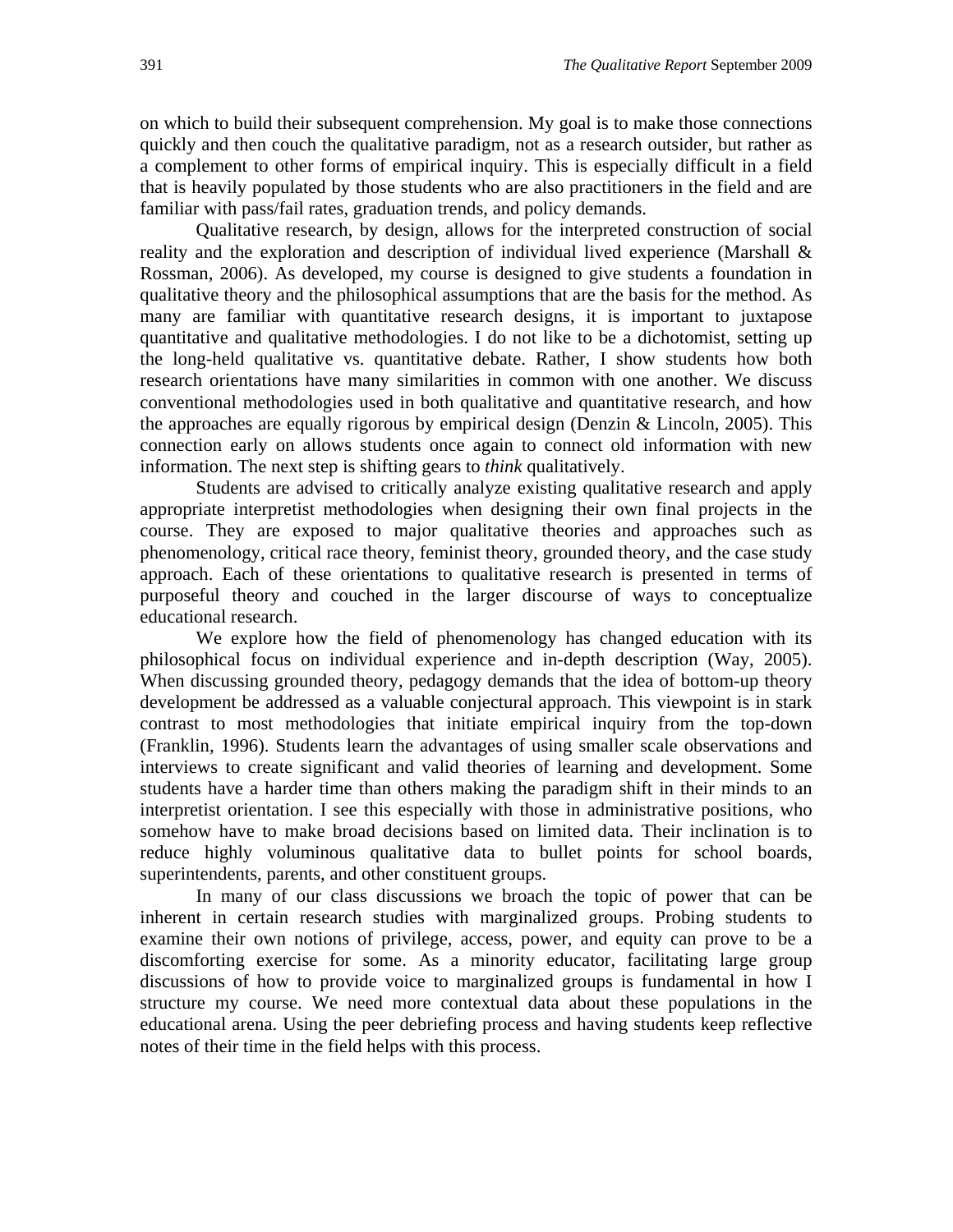on which to build their subsequent comprehension. My goal is to make those connections quickly and then couch the qualitative paradigm, not as a research outsider, but rather as a complement to other forms of empirical inquiry. This is especially difficult in a field that is heavily populated by those students who are also practitioners in the field and are familiar with pass/fail rates, graduation trends, and policy demands.

Qualitative research, by design, allows for the interpreted construction of social reality and the exploration and description of individual lived experience (Marshall & Rossman, 2006). As developed, my course is designed to give students a foundation in qualitative theory and the philosophical assumptions that are the basis for the method. As many are familiar with quantitative research designs, it is important to juxtapose quantitative and qualitative methodologies. I do not like to be a dichotomist, setting up the long-held qualitative vs. quantitative debate. Rather, I show students how both research orientations have many similarities in common with one another. We discuss conventional methodologies used in both qualitative and quantitative research, and how the approaches are equally rigorous by empirical design (Denzin & Lincoln, 2005). This connection early on allows students once again to connect old information with new information. The next step is shifting gears to *think* qualitatively.

Students are advised to critically analyze existing qualitative research and apply appropriate interpretist methodologies when designing their own final projects in the course. They are exposed to major qualitative theories and approaches such as phenomenology, critical race theory, feminist theory, grounded theory, and the case study approach. Each of these orientations to qualitative research is presented in terms of purposeful theory and couched in the larger discourse of ways to conceptualize educational research.

We explore how the field of phenomenology has changed education with its philosophical focus on individual experience and in-depth description (Way, 2005). When discussing grounded theory, pedagogy demands that the idea of bottom-up theory development be addressed as a valuable conjectural approach. This viewpoint is in stark contrast to most methodologies that initiate empirical inquiry from the top-down (Franklin, 1996). Students learn the advantages of using smaller scale observations and interviews to create significant and valid theories of learning and development. Some students have a harder time than others making the paradigm shift in their minds to an interpretist orientation. I see this especially with those in administrative positions, who somehow have to make broad decisions based on limited data. Their inclination is to reduce highly voluminous qualitative data to bullet points for school boards, superintendents, parents, and other constituent groups.

In many of our class discussions we broach the topic of power that can be inherent in certain research studies with marginalized groups. Probing students to examine their own notions of privilege, access, power, and equity can prove to be a discomforting exercise for some. As a minority educator, facilitating large group discussions of how to provide voice to marginalized groups is fundamental in how I structure my course. We need more contextual data about these populations in the educational arena. Using the peer debriefing process and having students keep reflective notes of their time in the field helps with this process.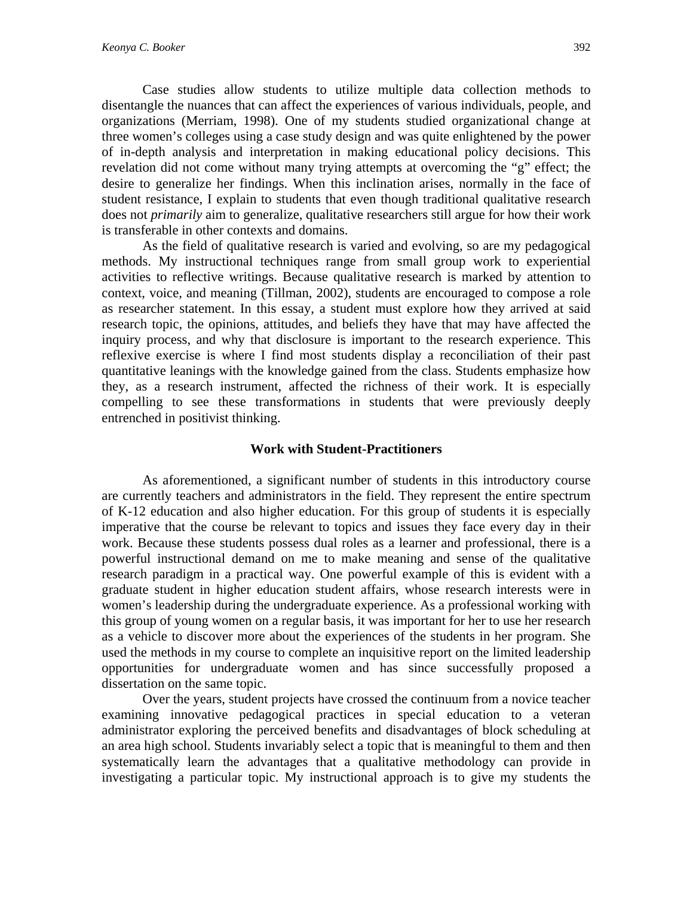Case studies allow students to utilize multiple data collection methods to disentangle the nuances that can affect the experiences of various individuals, people, and organizations (Merriam, 1998). One of my students studied organizational change at three women's colleges using a case study design and was quite enlightened by the power of in-depth analysis and interpretation in making educational policy decisions. This revelation did not come without many trying attempts at overcoming the "g" effect; the desire to generalize her findings. When this inclination arises, normally in the face of student resistance, I explain to students that even though traditional qualitative research does not *primarily* aim to generalize, qualitative researchers still argue for how their work is transferable in other contexts and domains.

As the field of qualitative research is varied and evolving, so are my pedagogical methods. My instructional techniques range from small group work to experiential activities to reflective writings. Because qualitative research is marked by attention to context, voice, and meaning (Tillman, 2002), students are encouraged to compose a role as researcher statement. In this essay, a student must explore how they arrived at said research topic, the opinions, attitudes, and beliefs they have that may have affected the inquiry process, and why that disclosure is important to the research experience. This reflexive exercise is where I find most students display a reconciliation of their past quantitative leanings with the knowledge gained from the class. Students emphasize how they, as a research instrument, affected the richness of their work. It is especially compelling to see these transformations in students that were previously deeply entrenched in positivist thinking.

## Work with Student-Practitioners

As aforementioned, a significant number of students in this introductory course are currently teachers and administrators in the field. They represent the entire spectrum of K-12 education and also higher education. For this group of students it is especially imperative that the course be relevant to topics and issues they face every day in their work. Because these students possess dual roles as a learner and professional, there is a powerful instructional demand on me to make meaning and sense of the qualitative research paradigm in a practical way. One powerful example of this is evident with a graduate student in higher education student affairs, whose research interests were in women's leadership during the undergraduate experience. As a professional working with this group of young women on a regular basis, it was important for her to use her research as a vehicle to discover more about the experiences of the students in her program. She used the methods in my course to complete an inquisitive report on the limited leadership opportunities for undergraduate women and has since successfully proposed a dissertation on the same topic.

Over the years, student projects have crossed the continuum from a novice teacher examining innovative pedagogical practices in special education to a veteran administrator exploring the perceived benefits and disadvantages of block scheduling at an area high school. Students invariably select a topic that is meaningful to them and then systematically learn the advantages that a qualitative methodology can provide in investigating a particular topic. My instructional approach is to give my students the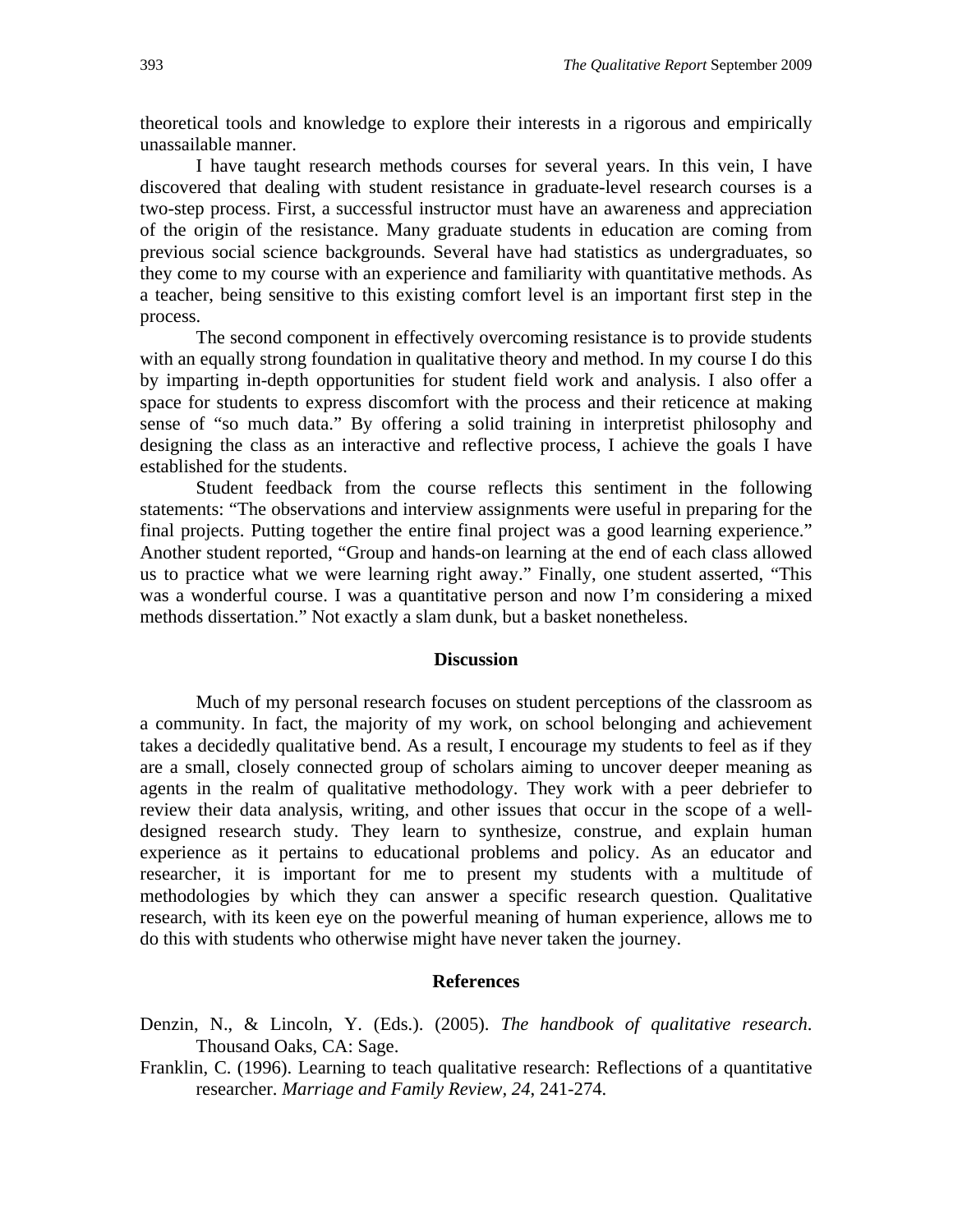theoretical tools and knowledge to explore their interests in a rigorous and empirically unassailable manner.

I have taught research methods courses for several years. In this vein, I have discovered that dealing with student resistance in graduate-level research courses is a two-step process. First, a successful instructor must have an awareness and appreciation of the origin of the resistance. Many graduate students in education are coming from previous social science backgrounds. Several have had statistics as undergraduates, so they come to my course with an experience and familiarity with quantitative methods. As a teacher, being sensitive to this existing comfort level is an important first step in the process.

The second component in effectively overcoming resistance is to provide students with an equally strong foundation in qualitative theory and method. In my course I do this by imparting in-depth opportunities for student field work and analysis. I also offer a space for students to express discomfort with the process and their reticence at making sense of "so much data." By offering a solid training in interpretist philosophy and designing the class as an interactive and reflective process, I achieve the goals I have established for the students.

Student feedback from the course reflects this sentiment in the following statements: "The observations and interview assignments were useful in preparing for the final projects. Putting together the entire final project was a good learning experience." Another student reported, "Group and hands-on learning at the end of each class allowed us to practice what we were learning right away." Finally, one student asserted, "This was a wonderful course. I was a quantitative person and now I'm considering a mixed methods dissertation." Not exactly a slam dunk, but a basket nonetheless.

## Discussion

Much of my personal research focuses on student perceptions of the classroom as a community. In fact, the majority of my work, on school belonging and achievement takes a decidedly qualitative bend. As a result, I encourage my students to feel as if they are a small, closely connected group of scholars aiming to uncover deeper meaning as agents in the realm of qualitative methodology. They work with a peer debriefer to review their data analysis, writing, and other issues that occur in the scope of a well-designed research study. They learn to synthesize, construe, and explain human experience as it pertains to educational problems and policy. As an educator and researcher, it is important for me to present my students with a multitude of methodologies by which they can answer a specific research question. Qualitative research, with its keen eye on the powerful meaning of human experience, allows me to do this with students who otherwise might have never taken the journey.

## References

Denzin, N., & Lincoln, Y. (Eds.). (2005). *The handbook of qualitative research*. Thousand Oaks, CA: Sage.

Franklin, C. (1996). Learning to teach qualitative research: Reflections of a quantitative researcher. *Marriage and Family Review*, *24*, 241-274.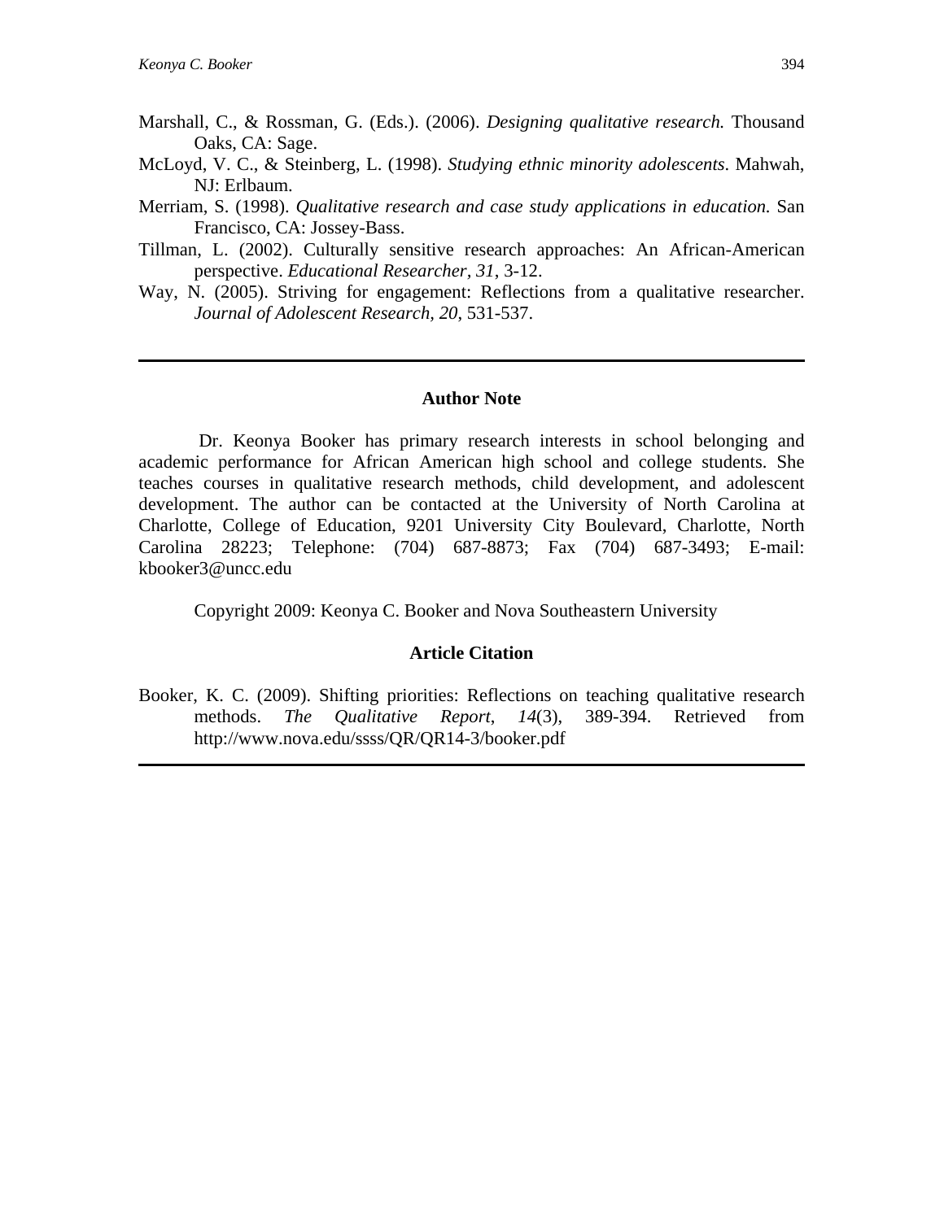Marshall, C., & Rossman, G. (Eds.). (2006). *Designing qualitative research.* Thousand Oaks, CA: Sage.

McLoyd, V. C., & Steinberg, L. (1998). *Studying ethnic minority adolescents*. Mahwah, NJ: Erlbaum.

Merriam, S. (1998). *Qualitative research and case study applications in education.* San Francisco, CA: Jossey-Bass.

Tillman, L. (2002). Culturally sensitive research approaches: An African-American perspective. *Educational Researcher, 31*, 3-12.

Way, N. (2005). Striving for engagement: Reflections from a qualitative researcher. *Journal of Adolescent Research, 20*, 531-537.

---

## Author Note

Dr. Keonya Booker has primary research interests in school belonging and academic performance for African American high school and college students. She teaches courses in qualitative research methods, child development, and adolescent development. The author can be contacted at the University of North Carolina at Charlotte, College of Education, 9201 University City Boulevard, Charlotte, North Carolina 28223; Telephone: (704) 687-8873; Fax (704) 687-3493; E-mail: kbooker3@uncc.edu

Copyright 2009: Keonya C. Booker and Nova Southeastern University

## Article Citation

Booker, K. C. (2009). Shifting priorities: Reflections on teaching qualitative research methods. *The Qualitative Report*, *14*(3), 389-394. Retrieved from http://www.nova.edu/ssss/QR/QR14-3/booker.pdf

---